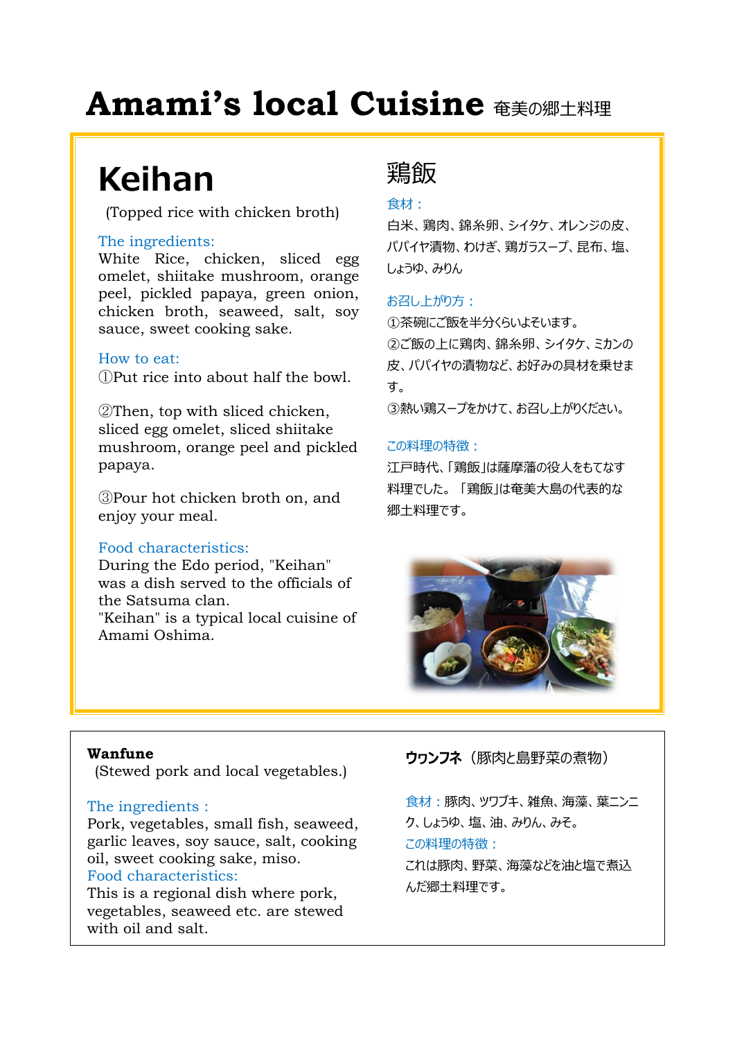# Amami's local Cuisine 奄美の郷土料理

## Keihan

(Topped rice with chicken broth)

The ingredients:
White Rice, chicken, sliced egg omelet, shiitake mushroom, orange peel, pickled papaya, green onion, chicken broth, seaweed, salt, soy sauce, sweet cooking sake.

How to eat:
①Put rice into about half the bowl.

②Then, top with sliced chicken, sliced egg omelet, sliced shiitake mushroom, orange peel and pickled papaya.

③Pour hot chicken broth on, and enjoy your meal.

Food characteristics:
During the Edo period, "Keihan" was a dish served to the officials of the Satsuma clan.
"Keihan" is a typical local cuisine of Amami Oshima.

## 鶏飯

食材：
白米、鶏肉、錦糸卵、シイタケ、オレンジの皮、パパイヤ漬物、わけぎ、鶏ガラスープ、昆布、塩、しょうゆ、みりん

お召し上がり方：
①茶碗にご飯を半分くらいよそいます。
②ご飯の上に鶏肉、錦糸卵、シイタケ、ミカンの皮、パパイヤの漬物など、お好みの具材を乗せます。
③熱い鶏スープをかけて、お召し上がりください。

この料理の特徴：
江戸時代、「鶏飯」は薩摩藩の役人をもてなす料理でした。「鶏飯」は奄美大島の代表的な郷土料理です。

---

**Wanfune**
(Stewed pork and local vegetables.)

The ingredients :
Pork, vegetables, small fish, seaweed, garlic leaves, soy sauce, salt, cooking oil, sweet cooking sake, miso.
Food characteristics:
This is a regional dish where pork, vegetables, seaweed etc. are stewed with oil and salt.

**ウワンフネ**（豚肉と島野菜の煮物）

食材：豚肉、ツワブキ、雑魚、海藻、葉ニンニク、しょうゆ、塩、油、みりん、みそ。
この料理の特徴：
これは豚肉、野菜、海藻などを油と塩で煮込んだ郷土料理です。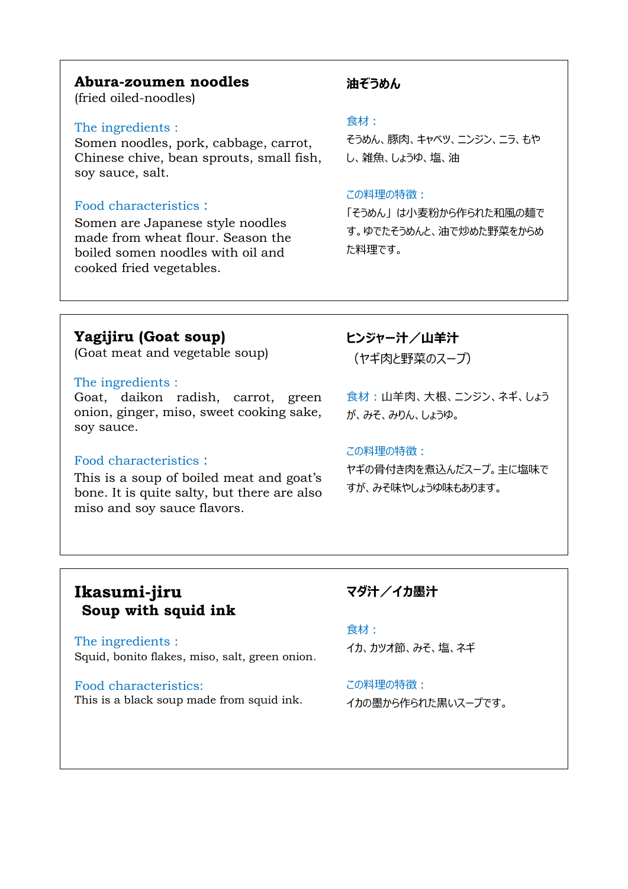## Abura-zoumen noodles

(fried oiled-noodles)

The ingredients :

Somen noodles, pork, cabbage, carrot, Chinese chive, bean sprouts, small fish, soy sauce, salt.

Food characteristics :

Somen are Japanese style noodles made from wheat flour. Season the boiled somen noodles with oil and cooked fried vegetables.

## 油ぞうめん

食材：

そうめん、豚肉、キャベツ、ニンジン、ニラ、もやし、雑魚、しょうゆ、塩、油

この料理の特徴：

「そうめん」は小麦粉から作られた和風の麺です。ゆでたそうめんと、油で炒めた野菜をからめた料理です。

## Yagijiru (Goat soup)

(Goat meat and vegetable soup)

The ingredients :

Goat, daikon radish, carrot, green onion, ginger, miso, sweet cooking sake, soy sauce.

Food characteristics :

This is a soup of boiled meat and goat's bone. It is quite salty, but there are also miso and soy sauce flavors.

## ヒンジャー汁／山羊汁

（ヤギ肉と野菜のスープ）

食材：山羊肉、大根、ニンジン、ネギ、しょうが、みそ、みりん、しょうゆ。

この料理の特徴：

ヤギの骨付き肉を煮込んだスープ。主に塩味ですが、みそ味やしょうゆ味もあります。

## Ikasumi-jiru

## Soup with squid ink

The ingredients :

Squid, bonito flakes, miso, salt, green onion.

Food characteristics:

This is a black soup made from squid ink.

## マダ汁／イカ墨汁

食材：

イカ、カツオ節、みそ、塩、ネギ

この料理の特徴：

イカの墨から作られた黒いスープです。